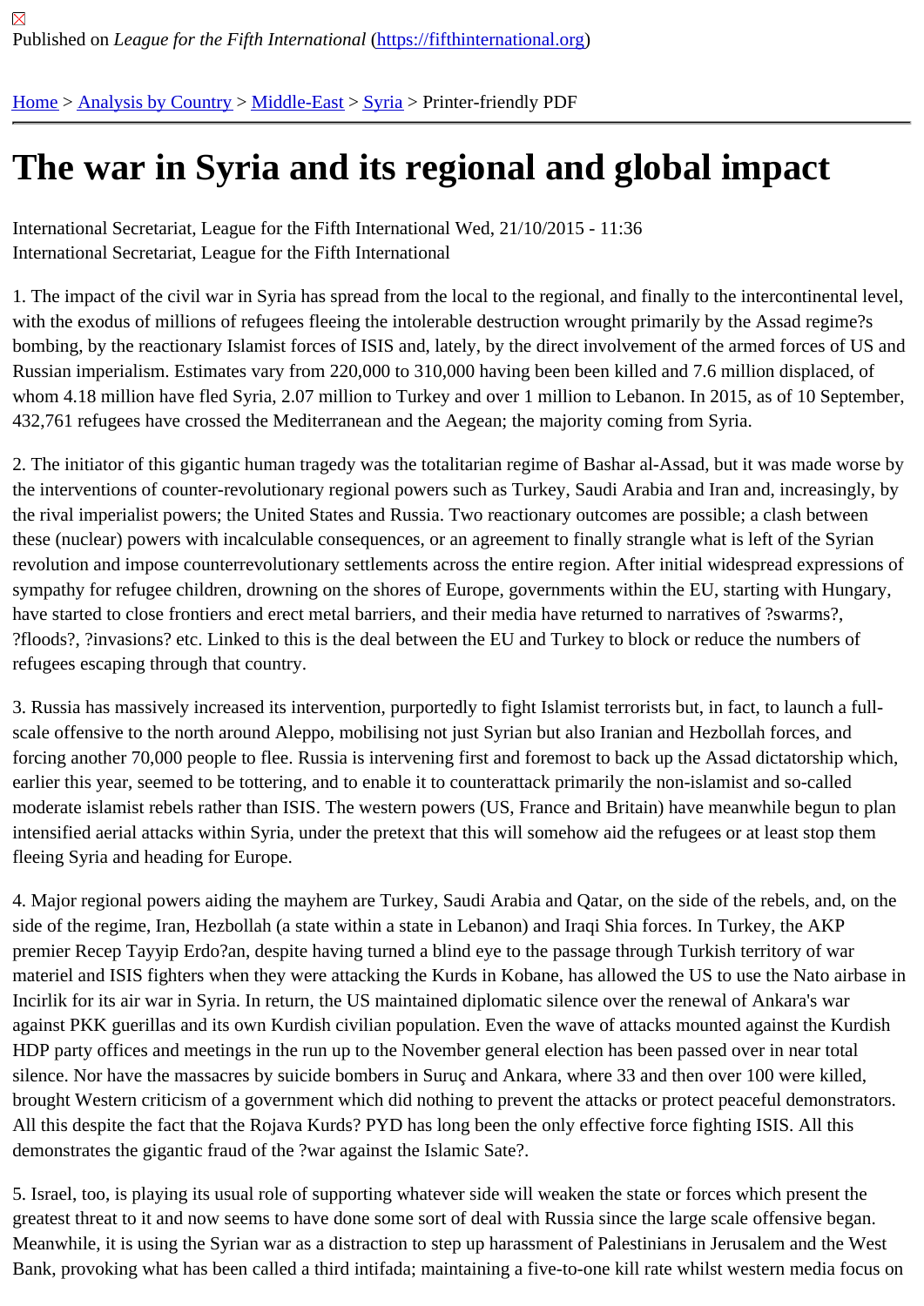Published on *League for the Fifth International* (https://fifthinternational.org)

Home > Analysis by Country > Middle-East > Syria > Printer-friendly PDF

# The war in Syria and its regional and global impact

International Secretariat, League for the Fifth International Wed, 21/10/2015 - 11:36
International Secretariat, League for the Fifth International

1. The impact of the civil war in Syria has spread from the local to the regional, and finally to the intercontinental level, with the exodus of millions of refugees fleeing the intolerable destruction wrought primarily by the Assad regime?s bombing, by the reactionary Islamist forces of ISIS and, lately, by the direct involvement of the armed forces of US and Russian imperialism. Estimates vary from 220,000 to 310,000 having been been killed and 7.6 million displaced, of whom 4.18 million have fled Syria, 2.07 million to Turkey and over 1 million to Lebanon. In 2015, as of 10 September, 432,761 refugees have crossed the Mediterranean and the Aegean; the majority coming from Syria.

2. The initiator of this gigantic human tragedy was the totalitarian regime of Bashar al-Assad, but it was made worse by the interventions of counter-revolutionary regional powers such as Turkey, Saudi Arabia and Iran and, increasingly, by the rival imperialist powers; the United States and Russia. Two reactionary outcomes are possible; a clash between these (nuclear) powers with incalculable consequences, or an agreement to finally strangle what is left of the Syrian revolution and impose counterrevolutionary settlements across the entire region. After initial widespread expressions of sympathy for refugee children, drowning on the shores of Europe, governments within the EU, starting with Hungary, have started to close frontiers and erect metal barriers, and their media have returned to narratives of ?swarms?, ?floods?, ?invasions? etc. Linked to this is the deal between the EU and Turkey to block or reduce the numbers of refugees escaping through that country.

3. Russia has massively increased its intervention, purportedly to fight Islamist terrorists but, in fact, to launch a full-scale offensive to the north around Aleppo, mobilising not just Syrian but also Iranian and Hezbollah forces, and forcing another 70,000 people to flee. Russia is intervening first and foremost to back up the Assad dictatorship which, earlier this year, seemed to be tottering, and to enable it to counterattack primarily the non-islamist and so-called moderate islamist rebels rather than ISIS. The western powers (US, France and Britain) have meanwhile begun to plan intensified aerial attacks within Syria, under the pretext that this will somehow aid the refugees or at least stop them fleeing Syria and heading for Europe.

4. Major regional powers aiding the mayhem are Turkey, Saudi Arabia and Qatar, on the side of the rebels, and, on the side of the regime, Iran, Hezbollah (a state within a state in Lebanon) and Iraqi Shia forces. In Turkey, the AKP premier Recep Tayyip Erdo?an, despite having turned a blind eye to the passage through Turkish territory of war materiel and ISIS fighters when they were attacking the Kurds in Kobane, has allowed the US to use the Nato airbase in Incirlik for its air war in Syria. In return, the US maintained diplomatic silence over the renewal of Ankara's war against PKK guerillas and its own Kurdish civilian population. Even the wave of attacks mounted against the Kurdish HDP party offices and meetings in the run up to the November general election has been passed over in near total silence. Nor have the massacres by suicide bombers in Suruç and Ankara, where 33 and then over 100 were killed, brought Western criticism of a government which did nothing to prevent the attacks or protect peaceful demonstrators. All this despite the fact that the Rojava Kurds? PYD has long been the only effective force fighting ISIS. All this demonstrates the gigantic fraud of the ?war against the Islamic Sate?.

5. Israel, too, is playing its usual role of supporting whatever side will weaken the state or forces which present the greatest threat to it and now seems to have done some sort of deal with Russia since the large scale offensive began. Meanwhile, it is using the Syrian war as a distraction to step up harassment of Palestinians in Jerusalem and the West Bank, provoking what has been called a third intifada; maintaining a five-to-one kill rate whilst western media focus on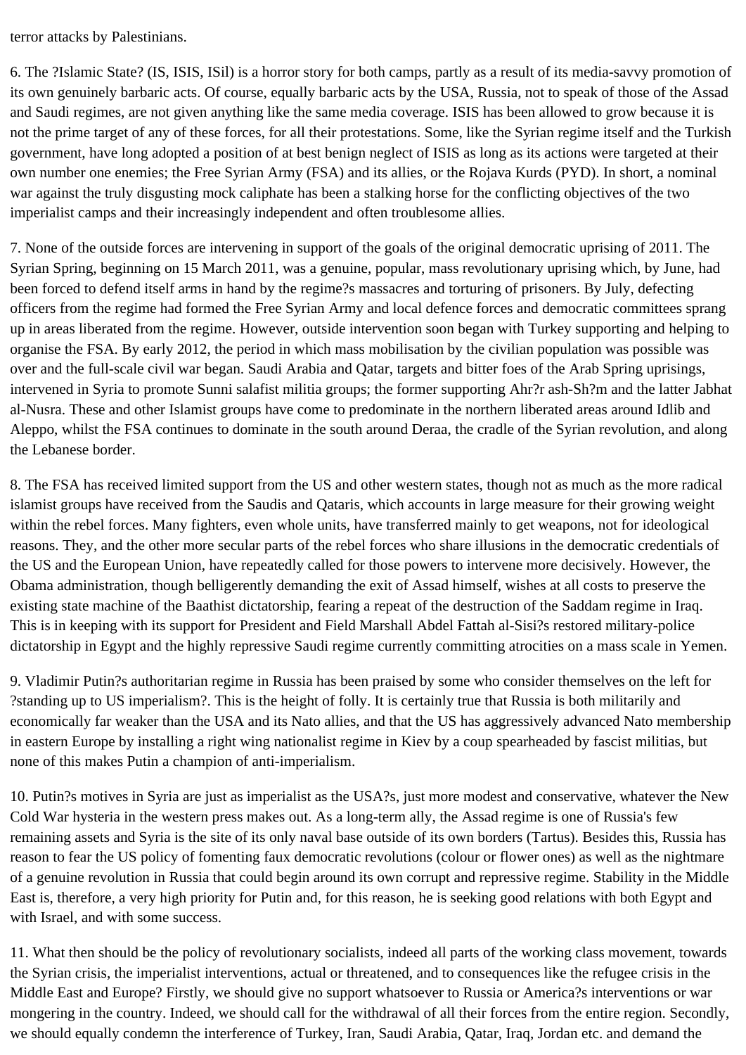terror attacks by Palestinians.

6. The ?Islamic State? (IS, ISIS, ISil) is a horror story for both camps, partly as a result of its media-savvy promotion of its own genuinely barbaric acts. Of course, equally barbaric acts by the USA, Russia, not to speak of those of the Assad and Saudi regimes, are not given anything like the same media coverage. ISIS has been allowed to grow because it is not the prime target of any of these forces, for all their protestations. Some, like the Syrian regime itself and the Turkish government, have long adopted a position of at best benign neglect of ISIS as long as its actions were targeted at their own number one enemies; the Free Syrian Army (FSA) and its allies, or the Rojava Kurds (PYD). In short, a nominal war against the truly disgusting mock caliphate has been a stalking horse for the conflicting objectives of the two imperialist camps and their increasingly independent and often troublesome allies.

7. None of the outside forces are intervening in support of the goals of the original democratic uprising of 2011. The Syrian Spring, beginning on 15 March 2011, was a genuine, popular, mass revolutionary uprising which, by June, had been forced to defend itself arms in hand by the regime?s massacres and torturing of prisoners. By July, defecting officers from the regime had formed the Free Syrian Army and local defence forces and democratic committees sprang up in areas liberated from the regime. However, outside intervention soon began with Turkey supporting and helping to organise the FSA. By early 2012, the period in which mass mobilisation by the civilian population was possible was over and the full-scale civil war began. Saudi Arabia and Qatar, targets and bitter foes of the Arab Spring uprisings, intervened in Syria to promote Sunni salafist militia groups; the former supporting Ahr?r ash-Sh?m and the latter Jabhat al-Nusra. These and other Islamist groups have come to predominate in the northern liberated areas around Idlib and Aleppo, whilst the FSA continues to dominate in the south around Deraa, the cradle of the Syrian revolution, and along the Lebanese border.

8. The FSA has received limited support from the US and other western states, though not as much as the more radical islamist groups have received from the Saudis and Qataris, which accounts in large measure for their growing weight within the rebel forces. Many fighters, even whole units, have transferred mainly to get weapons, not for ideological reasons. They, and the other more secular parts of the rebel forces who share illusions in the democratic credentials of the US and the European Union, have repeatedly called for those powers to intervene more decisively. However, the Obama administration, though belligerently demanding the exit of Assad himself, wishes at all costs to preserve the existing state machine of the Baathist dictatorship, fearing a repeat of the destruction of the Saddam regime in Iraq. This is in keeping with its support for President and Field Marshall Abdel Fattah al-Sisi?s restored military-police dictatorship in Egypt and the highly repressive Saudi regime currently committing atrocities on a mass scale in Yemen.

9. Vladimir Putin?s authoritarian regime in Russia has been praised by some who consider themselves on the left for ?standing up to US imperialism?. This is the height of folly. It is certainly true that Russia is both militarily and economically far weaker than the USA and its Nato allies, and that the US has aggressively advanced Nato membership in eastern Europe by installing a right wing nationalist regime in Kiev by a coup spearheaded by fascist militias, but none of this makes Putin a champion of anti-imperialism.

10. Putin?s motives in Syria are just as imperialist as the USA?s, just more modest and conservative, whatever the New Cold War hysteria in the western press makes out. As a long-term ally, the Assad regime is one of Russia's few remaining assets and Syria is the site of its only naval base outside of its own borders (Tartus). Besides this, Russia has reason to fear the US policy of fomenting faux democratic revolutions (colour or flower ones) as well as the nightmare of a genuine revolution in Russia that could begin around its own corrupt and repressive regime. Stability in the Middle East is, therefore, a very high priority for Putin and, for this reason, he is seeking good relations with both Egypt and with Israel, and with some success.

11. What then should be the policy of revolutionary socialists, indeed all parts of the working class movement, towards the Syrian crisis, the imperialist interventions, actual or threatened, and to consequences like the refugee crisis in the Middle East and Europe? Firstly, we should give no support whatsoever to Russia or America?s interventions or war mongering in the country. Indeed, we should call for the withdrawal of all their forces from the entire region. Secondly, we should equally condemn the interference of Turkey, Iran, Saudi Arabia, Qatar, Iraq, Jordan etc. and demand the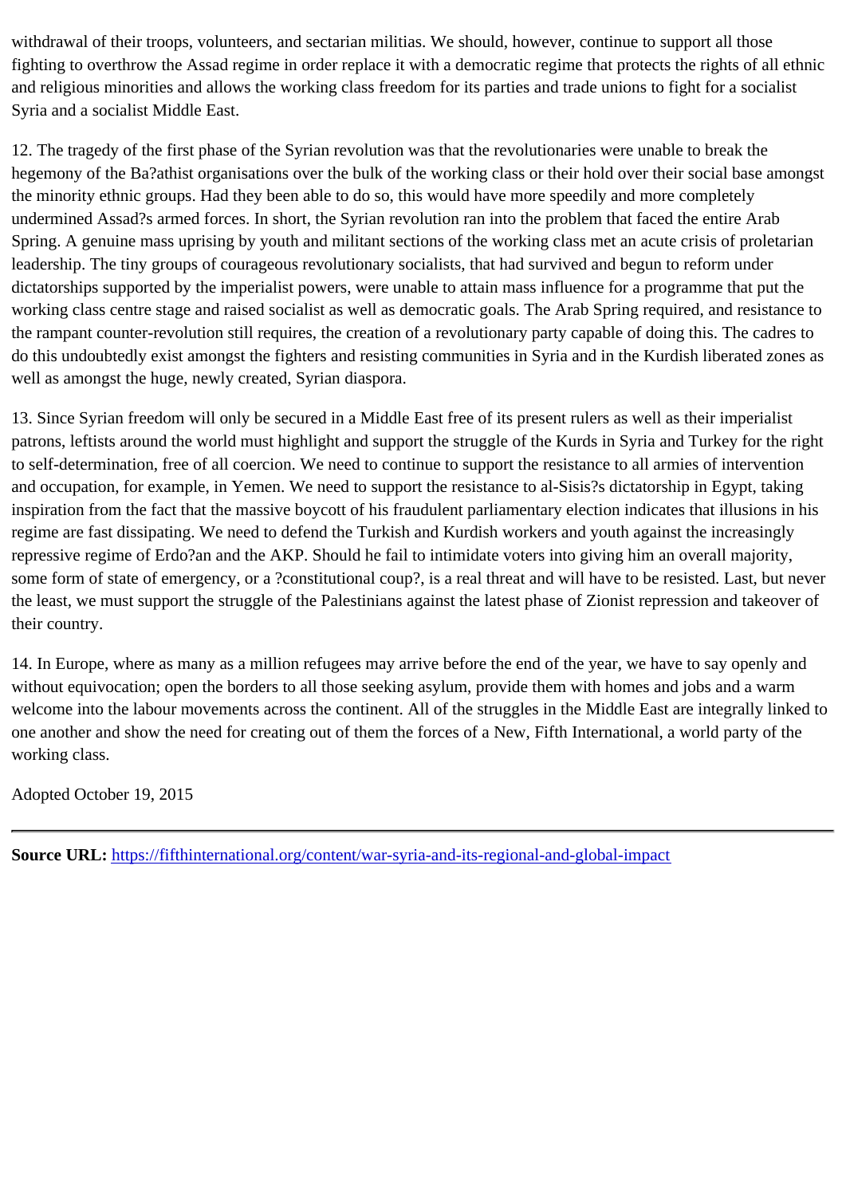withdrawal of their troops, volunteers, and sectarian militias. We should, however, continue to support all those fighting to overthrow the Assad regime in order replace it with a democratic regime that protects the rights of all ethnic and religious minorities and allows the working class freedom for its parties and trade unions to fight for a socialist Syria and a socialist Middle East.

12. The tragedy of the first phase of the Syrian revolution was that the revolutionaries were unable to break the hegemony of the Ba?athist organisations over the bulk of the working class or their hold over their social base amongst the minority ethnic groups. Had they been able to do so, this would have more speedily and more completely undermined Assad?s armed forces. In short, the Syrian revolution ran into the problem that faced the entire Arab Spring. A genuine mass uprising by youth and militant sections of the working class met an acute crisis of proletarian leadership. The tiny groups of courageous revolutionary socialists, that had survived and begun to reform under dictatorships supported by the imperialist powers, were unable to attain mass influence for a programme that put the working class centre stage and raised socialist as well as democratic goals. The Arab Spring required, and resistance to the rampant counter-revolution still requires, the creation of a revolutionary party capable of doing this. The cadres to do this undoubtedly exist amongst the fighters and resisting communities in Syria and in the Kurdish liberated zones as well as amongst the huge, newly created, Syrian diaspora.

13. Since Syrian freedom will only be secured in a Middle East free of its present rulers as well as their imperialist patrons, leftists around the world must highlight and support the struggle of the Kurds in Syria and Turkey for the right to self-determination, free of all coercion. We need to continue to support the resistance to all armies of intervention and occupation, for example, in Yemen. We need to support the resistance to al-Sisis?s dictatorship in Egypt, taking inspiration from the fact that the massive boycott of his fraudulent parliamentary election indicates that illusions in his regime are fast dissipating. We need to defend the Turkish and Kurdish workers and youth against the increasingly repressive regime of Erdo?an and the AKP. Should he fail to intimidate voters into giving him an overall majority, some form of state of emergency, or a ?constitutional coup?, is a real threat and will have to be resisted. Last, but never the least, we must support the struggle of the Palestinians against the latest phase of Zionist repression and takeover of their country.

14. In Europe, where as many as a million refugees may arrive before the end of the year, we have to say openly and without equivocation; open the borders to all those seeking asylum, provide them with homes and jobs and a warm welcome into the labour movements across the continent. All of the struggles in the Middle East are integrally linked to one another and show the need for creating out of them the forces of a New, Fifth International, a world party of the working class.

Adopted October 19, 2015

---

**Source URL:** https://fifthinternational.org/content/war-syria-and-its-regional-and-global-impact